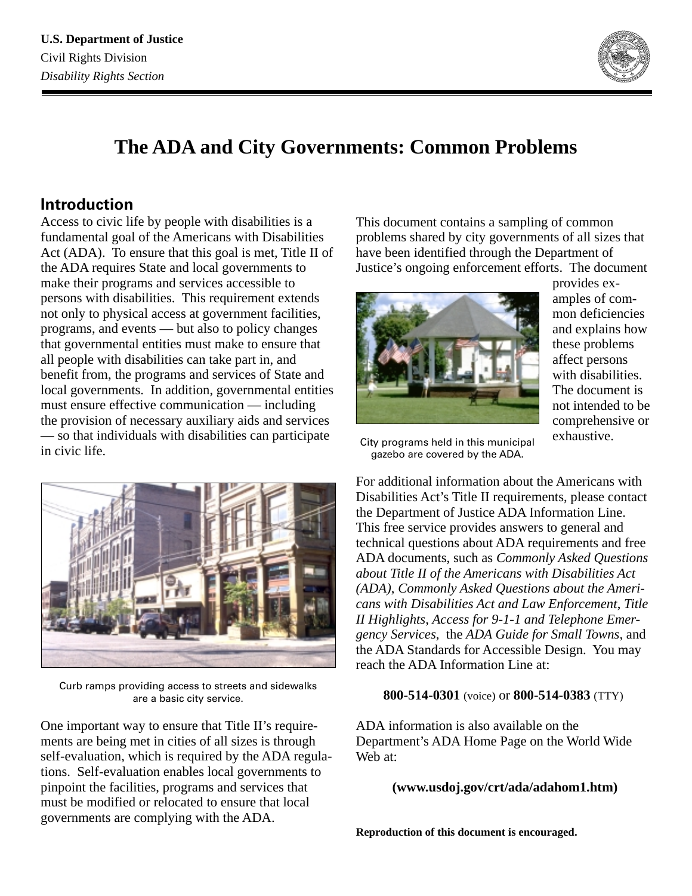**U.S. Department of Justice**
Civil Rights Division
*Disability Rights Section*

# The ADA and City Governments: Common Problems

## Introduction

Access to civic life by people with disabilities is a fundamental goal of the Americans with Disabilities Act (ADA). To ensure that this goal is met, Title II of the ADA requires State and local governments to make their programs and services accessible to persons with disabilities. This requirement extends not only to physical access at government facilities, programs, and events — but also to policy changes that governmental entities must make to ensure that all people with disabilities can take part in, and benefit from, the programs and services of State and local governments. In addition, governmental entities must ensure effective communication — including the provision of necessary auxiliary aids and services — so that individuals with disabilities can participate in civic life.

Curb ramps providing access to streets and sidewalks are a basic city service.

One important way to ensure that Title II's requirements are being met in cities of all sizes is through self-evaluation, which is required by the ADA regulations. Self-evaluation enables local governments to pinpoint the facilities, programs and services that must be modified or relocated to ensure that local governments are complying with the ADA.

This document contains a sampling of common problems shared by city governments of all sizes that have been identified through the Department of Justice's ongoing enforcement efforts. The document provides examples of common deficiencies and explains how these problems affect persons with disabilities. The document is not intended to be comprehensive or exhaustive.

City programs held in this municipal gazebo are covered by the ADA.

For additional information about the Americans with Disabilities Act's Title II requirements, please contact the Department of Justice ADA Information Line. This free service provides answers to general and technical questions about ADA requirements and free ADA documents, such as *Commonly Asked Questions about Title II of the Americans with Disabilities Act (ADA)*, *Commonly Asked Questions about the Americans with Disabilities Act and Law Enforcement*, *Title II Highlights*, *Access for 9-1-1 and Telephone Emergency Services*, the *ADA Guide for Small Towns*, and the ADA Standards for Accessible Design. You may reach the ADA Information Line at:

**800-514-0301** (voice) or **800-514-0383** (TTY)

ADA information is also available on the Department's ADA Home Page on the World Wide Web at:

**(www.usdoj.gov/crt/ada/adahom1.htm)**

**Reproduction of this document is encouraged.**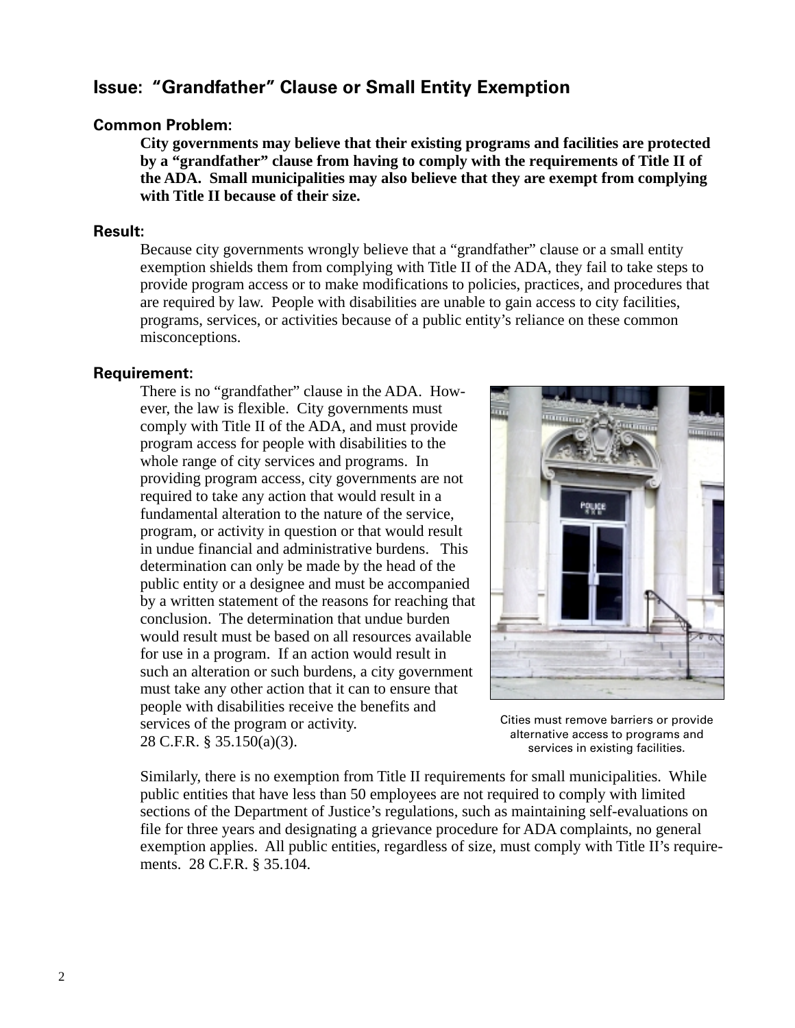## Issue: "Grandfather" Clause or Small Entity Exemption

### Common Problem:

**City governments may believe that their existing programs and facilities are protected by a "grandfather" clause from having to comply with the requirements of Title II of the ADA. Small municipalities may also believe that they are exempt from complying with Title II because of their size.**

### Result:

Because city governments wrongly believe that a "grandfather" clause or a small entity exemption shields them from complying with Title II of the ADA, they fail to take steps to provide program access or to make modifications to policies, practices, and procedures that are required by law. People with disabilities are unable to gain access to city facilities, programs, services, or activities because of a public entity's reliance on these common misconceptions.

### Requirement:

There is no "grandfather" clause in the ADA. However, the law is flexible. City governments must comply with Title II of the ADA, and must provide program access for people with disabilities to the whole range of city services and programs. In providing program access, city governments are not required to take any action that would result in a fundamental alteration to the nature of the service, program, or activity in question or that would result in undue financial and administrative burdens. This determination can only be made by the head of the public entity or a designee and must be accompanied by a written statement of the reasons for reaching that conclusion. The determination that undue burden would result must be based on all resources available for use in a program. If an action would result in such an alteration or such burdens, a city government must take any other action that it can to ensure that people with disabilities receive the benefits and services of the program or activity. 28 C.F.R. § 35.150(a)(3).

Cities must remove barriers or provide alternative access to programs and services in existing facilities.

Similarly, there is no exemption from Title II requirements for small municipalities. While public entities that have less than 50 employees are not required to comply with limited sections of the Department of Justice's regulations, such as maintaining self-evaluations on file for three years and designating a grievance procedure for ADA complaints, no general exemption applies. All public entities, regardless of size, must comply with Title II's requirements. 28 C.F.R. § 35.104.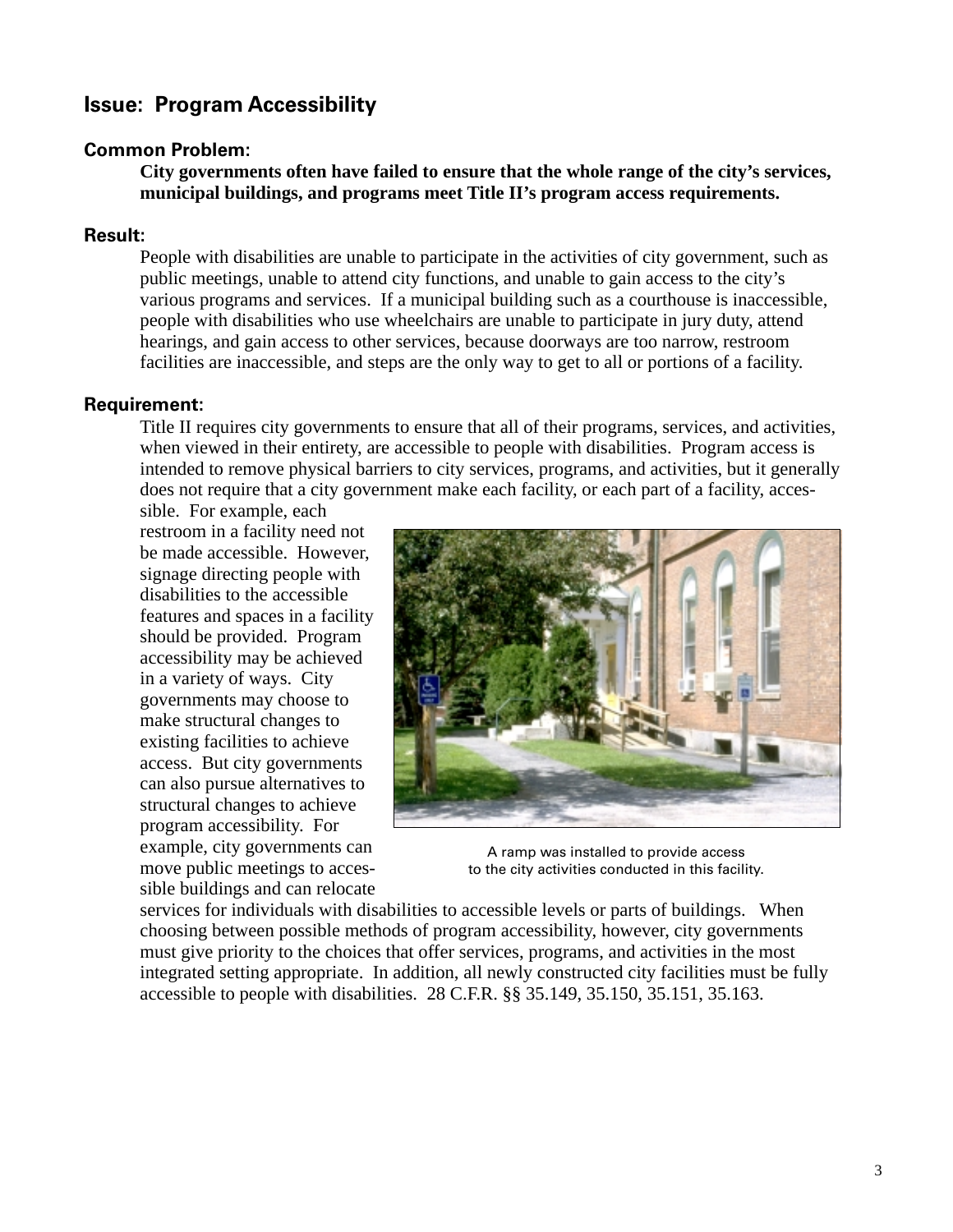## Issue: Program Accessibility

### Common Problem:

**City governments often have failed to ensure that the whole range of the city's services, municipal buildings, and programs meet Title II's program access requirements.**

### Result:

People with disabilities are unable to participate in the activities of city government, such as public meetings, unable to attend city functions, and unable to gain access to the city's various programs and services. If a municipal building such as a courthouse is inaccessible, people with disabilities who use wheelchairs are unable to participate in jury duty, attend hearings, and gain access to other services, because doorways are too narrow, restroom facilities are inaccessible, and steps are the only way to get to all or portions of a facility.

### Requirement:

Title II requires city governments to ensure that all of their programs, services, and activities, when viewed in their entirety, are accessible to people with disabilities. Program access is intended to remove physical barriers to city services, programs, and activities, but it generally does not require that a city government make each facility, or each part of a facility, accessible. For example, each restroom in a facility need not be made accessible. However, signage directing people with disabilities to the accessible features and spaces in a facility should be provided. Program accessibility may be achieved in a variety of ways. City governments may choose to make structural changes to existing facilities to achieve access. But city governments can also pursue alternatives to structural changes to achieve program accessibility. For example, city governments can move public meetings to accessible buildings and can relocate services for individuals with disabilities to accessible levels or parts of buildings. When choosing between possible methods of program accessibility, however, city governments must give priority to the choices that offer services, programs, and activities in the most integrated setting appropriate. In addition, all newly constructed city facilities must be fully accessible to people with disabilities. 28 C.F.R. §§ 35.149, 35.150, 35.151, 35.163.

A ramp was installed to provide access to the city activities conducted in this facility.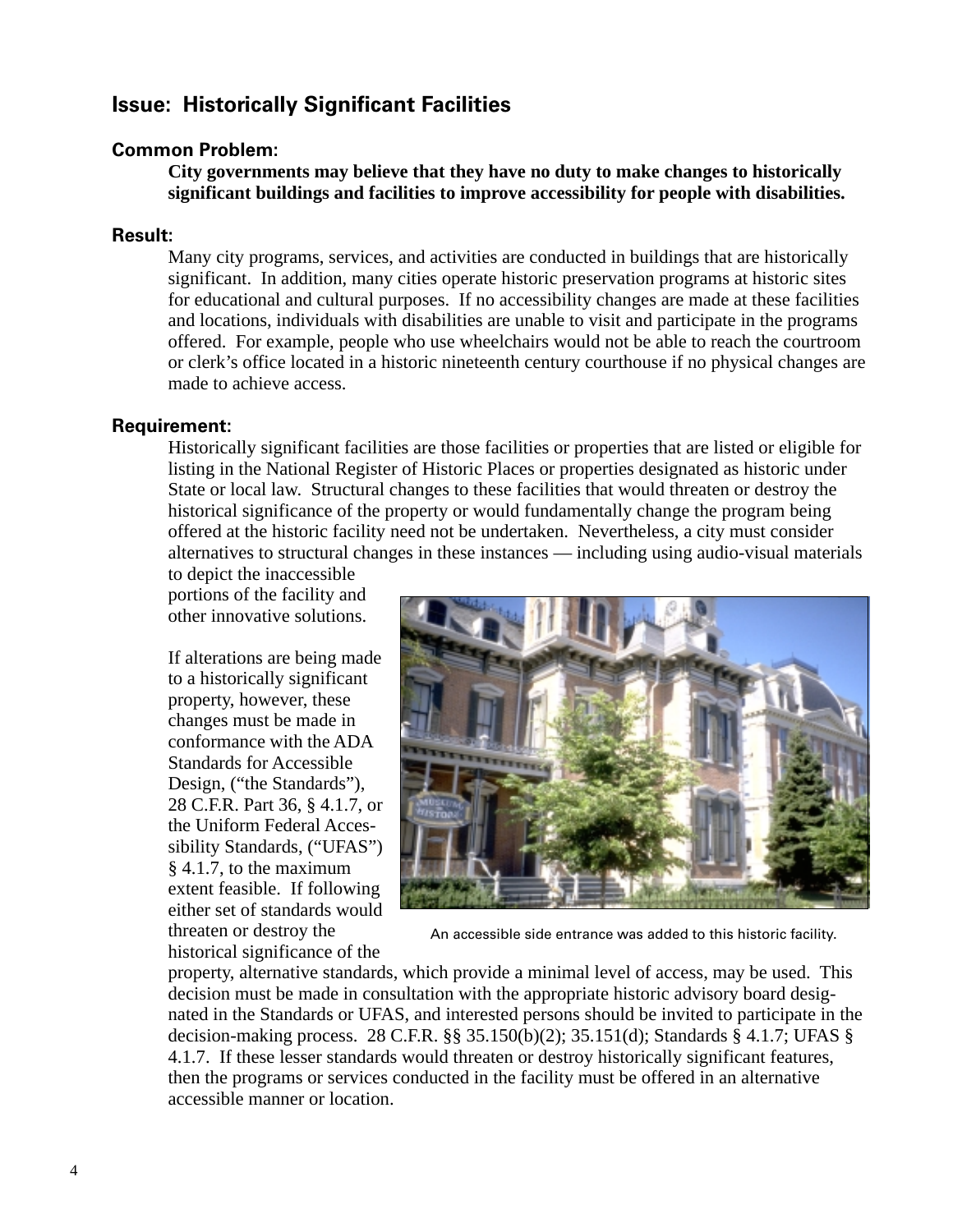## Issue: Historically Significant Facilities

### Common Problem:

**City governments may believe that they have no duty to make changes to historically significant buildings and facilities to improve accessibility for people with disabilities.**

### Result:

Many city programs, services, and activities are conducted in buildings that are historically significant. In addition, many cities operate historic preservation programs at historic sites for educational and cultural purposes. If no accessibility changes are made at these facilities and locations, individuals with disabilities are unable to visit and participate in the programs offered. For example, people who use wheelchairs would not be able to reach the courtroom or clerk's office located in a historic nineteenth century courthouse if no physical changes are made to achieve access.

### Requirement:

Historically significant facilities are those facilities or properties that are listed or eligible for listing in the National Register of Historic Places or properties designated as historic under State or local law. Structural changes to these facilities that would threaten or destroy the historical significance of the property or would fundamentally change the program being offered at the historic facility need not be undertaken. Nevertheless, a city must consider alternatives to structural changes in these instances — including using audio-visual materials to depict the inaccessible portions of the facility and other innovative solutions.

If alterations are being made to a historically significant property, however, these changes must be made in conformance with the ADA Standards for Accessible Design, ("the Standards"), 28 C.F.R. Part 36, § 4.1.7, or the Uniform Federal Accessibility Standards, ("UFAS") § 4.1.7, to the maximum extent feasible. If following either set of standards would threaten or destroy the historical significance of the property, alternative standards, which provide a minimal level of access, may be used. This decision must be made in consultation with the appropriate historic advisory board designated in the Standards or UFAS, and interested persons should be invited to participate in the decision-making process. 28 C.F.R. §§ 35.150(b)(2); 35.151(d); Standards § 4.1.7; UFAS § 4.1.7. If these lesser standards would threaten or destroy historically significant features, then the programs or services conducted in the facility must be offered in an alternative accessible manner or location.

An accessible side entrance was added to this historic facility.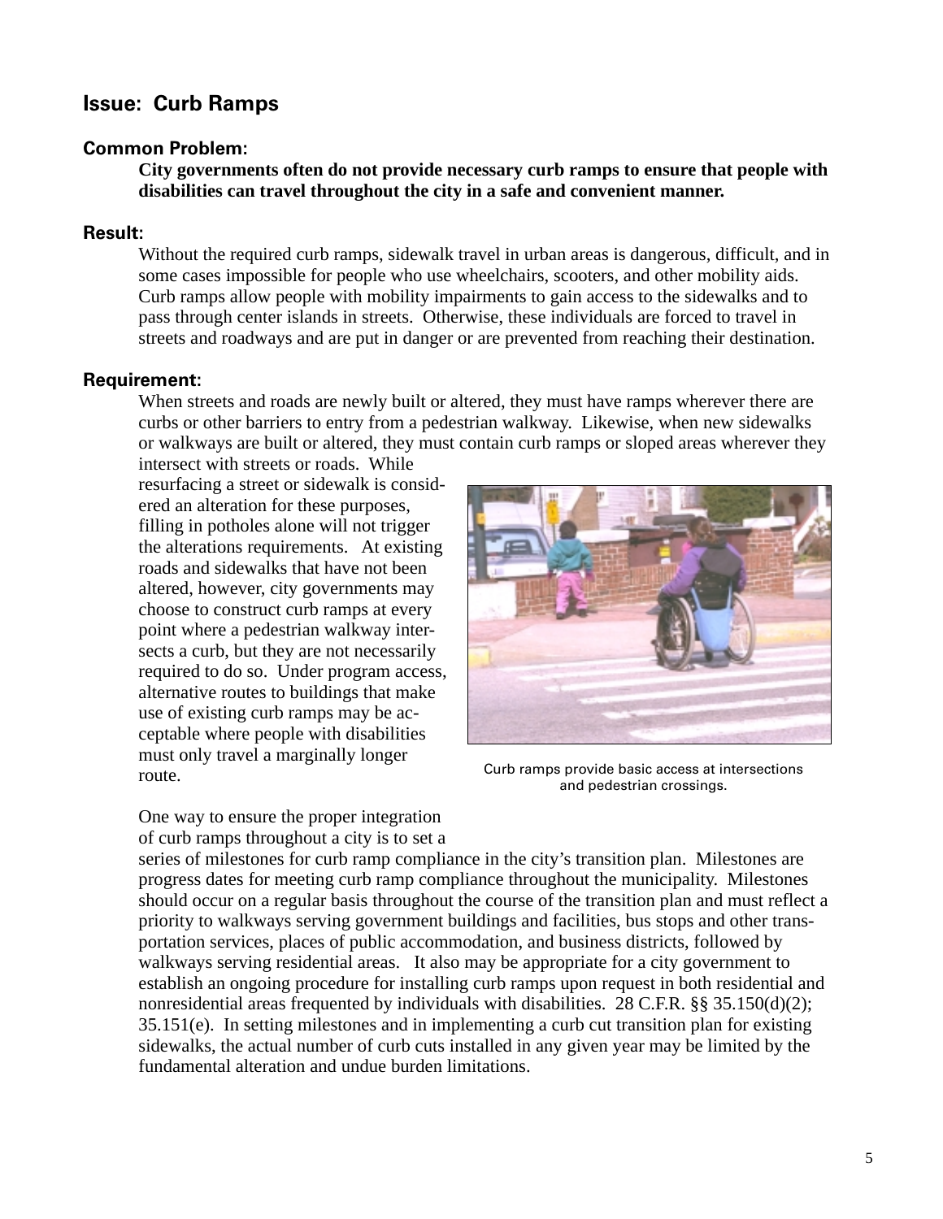## Issue: Curb Ramps

### Common Problem:

**City governments often do not provide necessary curb ramps to ensure that people with disabilities can travel throughout the city in a safe and convenient manner.**

### Result:

Without the required curb ramps, sidewalk travel in urban areas is dangerous, difficult, and in some cases impossible for people who use wheelchairs, scooters, and other mobility aids. Curb ramps allow people with mobility impairments to gain access to the sidewalks and to pass through center islands in streets. Otherwise, these individuals are forced to travel in streets and roadways and are put in danger or are prevented from reaching their destination.

### Requirement:

When streets and roads are newly built or altered, they must have ramps wherever there are curbs or other barriers to entry from a pedestrian walkway. Likewise, when new sidewalks or walkways are built or altered, they must contain curb ramps or sloped areas wherever they intersect with streets or roads. While resurfacing a street or sidewalk is considered an alteration for these purposes, filling in potholes alone will not trigger the alterations requirements. At existing roads and sidewalks that have not been altered, however, city governments may choose to construct curb ramps at every point where a pedestrian walkway intersects a curb, but they are not necessarily required to do so. Under program access, alternative routes to buildings that make use of existing curb ramps may be acceptable where people with disabilities must only travel a marginally longer route.

Curb ramps provide basic access at intersections and pedestrian crossings.

One way to ensure the proper integration of curb ramps throughout a city is to set a series of milestones for curb ramp compliance in the city's transition plan. Milestones are progress dates for meeting curb ramp compliance throughout the municipality. Milestones should occur on a regular basis throughout the course of the transition plan and must reflect a priority to walkways serving government buildings and facilities, bus stops and other transportation services, places of public accommodation, and business districts, followed by walkways serving residential areas. It also may be appropriate for a city government to establish an ongoing procedure for installing curb ramps upon request in both residential and nonresidential areas frequented by individuals with disabilities. 28 C.F.R. §§ 35.150(d)(2); 35.151(e). In setting milestones and in implementing a curb cut transition plan for existing sidewalks, the actual number of curb cuts installed in any given year may be limited by the fundamental alteration and undue burden limitations.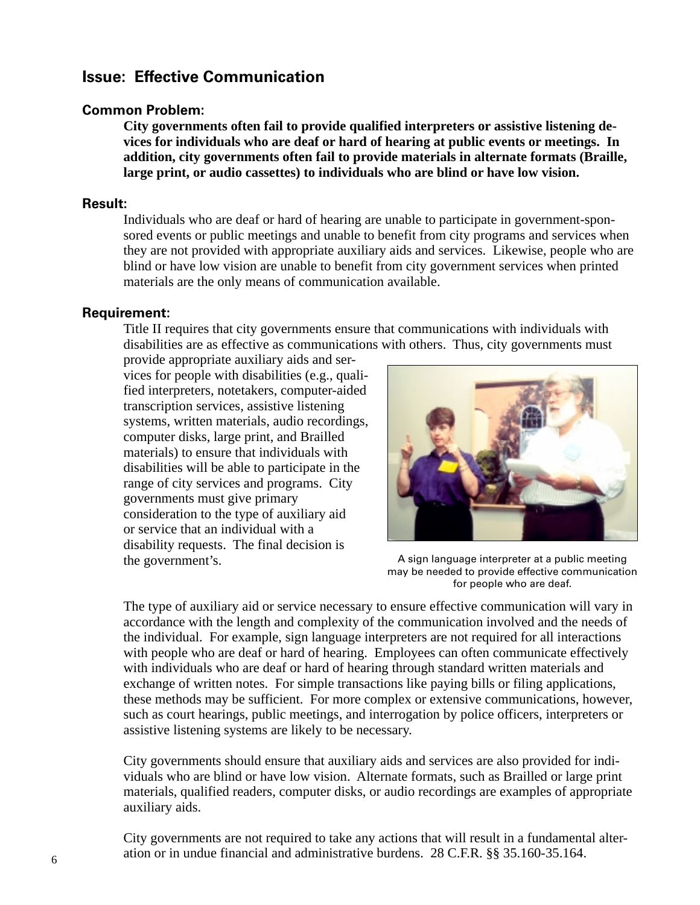## Issue: Effective Communication

### Common Problem:

**City governments often fail to provide qualified interpreters or assistive listening devices for individuals who are deaf or hard of hearing at public events or meetings. In addition, city governments often fail to provide materials in alternate formats (Braille, large print, or audio cassettes) to individuals who are blind or have low vision.**

### Result:

Individuals who are deaf or hard of hearing are unable to participate in government-sponsored events or public meetings and unable to benefit from city programs and services when they are not provided with appropriate auxiliary aids and services. Likewise, people who are blind or have low vision are unable to benefit from city government services when printed materials are the only means of communication available.

### Requirement:

Title II requires that city governments ensure that communications with individuals with disabilities are as effective as communications with others. Thus, city governments must provide appropriate auxiliary aids and services for people with disabilities (e.g., qualified interpreters, notetakers, computer-aided transcription services, assistive listening systems, written materials, audio recordings, computer disks, large print, and Brailled materials) to ensure that individuals with disabilities will be able to participate in the range of city services and programs. City governments must give primary consideration to the type of auxiliary aid or service that an individual with a disability requests. The final decision is the government's.

A sign language interpreter at a public meeting may be needed to provide effective communication for people who are deaf.

The type of auxiliary aid or service necessary to ensure effective communication will vary in accordance with the length and complexity of the communication involved and the needs of the individual. For example, sign language interpreters are not required for all interactions with people who are deaf or hard of hearing. Employees can often communicate effectively with individuals who are deaf or hard of hearing through standard written materials and exchange of written notes. For simple transactions like paying bills or filing applications, these methods may be sufficient. For more complex or extensive communications, however, such as court hearings, public meetings, and interrogation by police officers, interpreters or assistive listening systems are likely to be necessary.

City governments should ensure that auxiliary aids and services are also provided for individuals who are blind or have low vision. Alternate formats, such as Brailled or large print materials, qualified readers, computer disks, or audio recordings are examples of appropriate auxiliary aids.

City governments are not required to take any actions that will result in a fundamental alteration or in undue financial and administrative burdens. 28 C.F.R. §§ 35.160-35.164.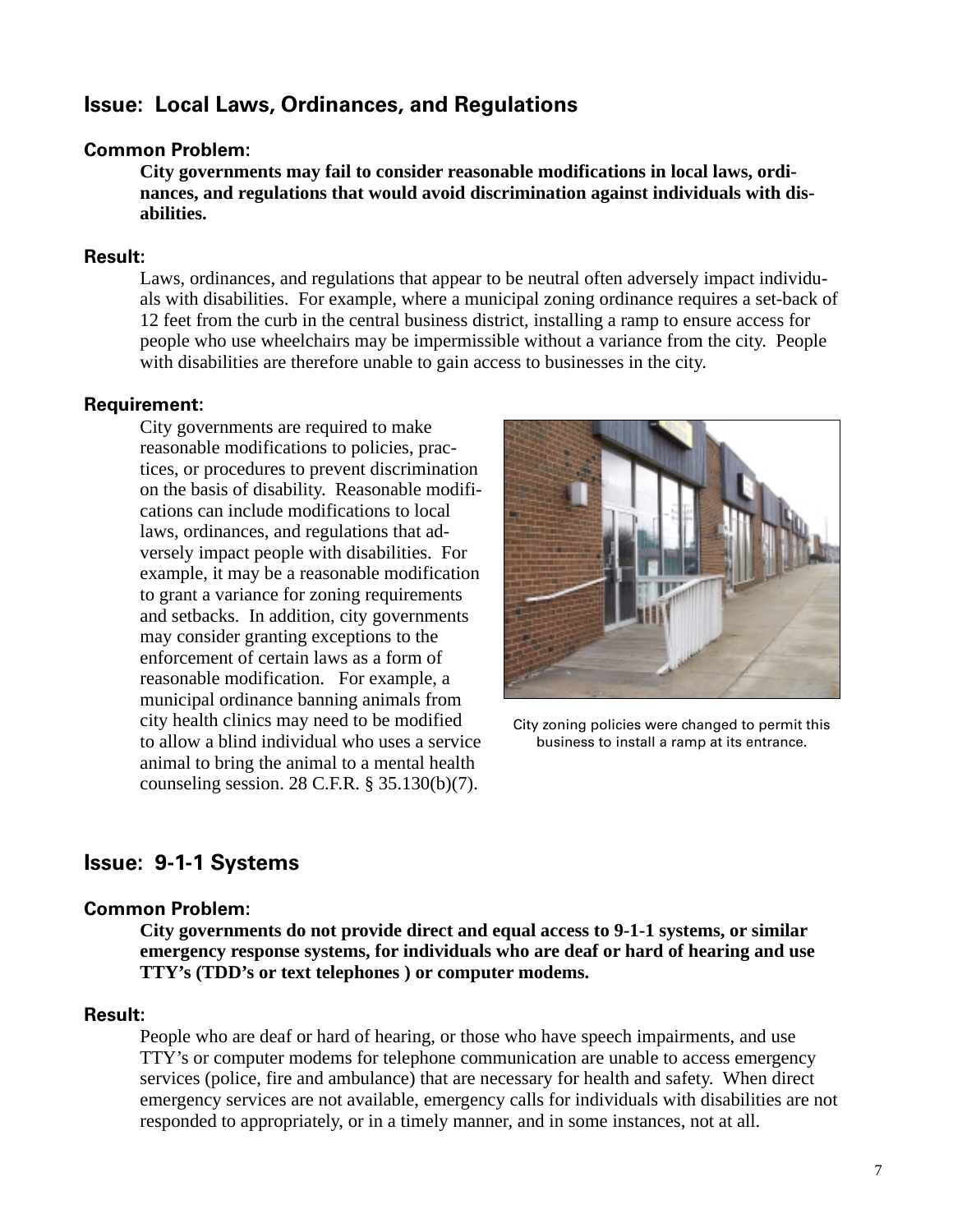## Issue: Local Laws, Ordinances, and Regulations

**Common Problem:**

**City governments may fail to consider reasonable modifications in local laws, ordinances, and regulations that would avoid discrimination against individuals with disabilities.**

**Result:**

Laws, ordinances, and regulations that appear to be neutral often adversely impact individuals with disabilities. For example, where a municipal zoning ordinance requires a set-back of 12 feet from the curb in the central business district, installing a ramp to ensure access for people who use wheelchairs may be impermissible without a variance from the city. People with disabilities are therefore unable to gain access to businesses in the city.

**Requirement:**

City governments are required to make reasonable modifications to policies, practices, or procedures to prevent discrimination on the basis of disability. Reasonable modifications can include modifications to local laws, ordinances, and regulations that adversely impact people with disabilities. For example, it may be a reasonable modification to grant a variance for zoning requirements and setbacks. In addition, city governments may consider granting exceptions to the enforcement of certain laws as a form of reasonable modification. For example, a municipal ordinance banning animals from city health clinics may need to be modified to allow a blind individual who uses a service animal to bring the animal to a mental health counseling session. 28 C.F.R. § 35.130(b)(7).

City zoning policies were changed to permit this business to install a ramp at its entrance.

## Issue: 9-1-1 Systems

**Common Problem:**

**City governments do not provide direct and equal access to 9-1-1 systems, or similar emergency response systems, for individuals who are deaf or hard of hearing and use TTY's (TDD's or text telephones ) or computer modems.**

**Result:**

People who are deaf or hard of hearing, or those who have speech impairments, and use TTY's or computer modems for telephone communication are unable to access emergency services (police, fire and ambulance) that are necessary for health and safety. When direct emergency services are not available, emergency calls for individuals with disabilities are not responded to appropriately, or in a timely manner, and in some instances, not at all.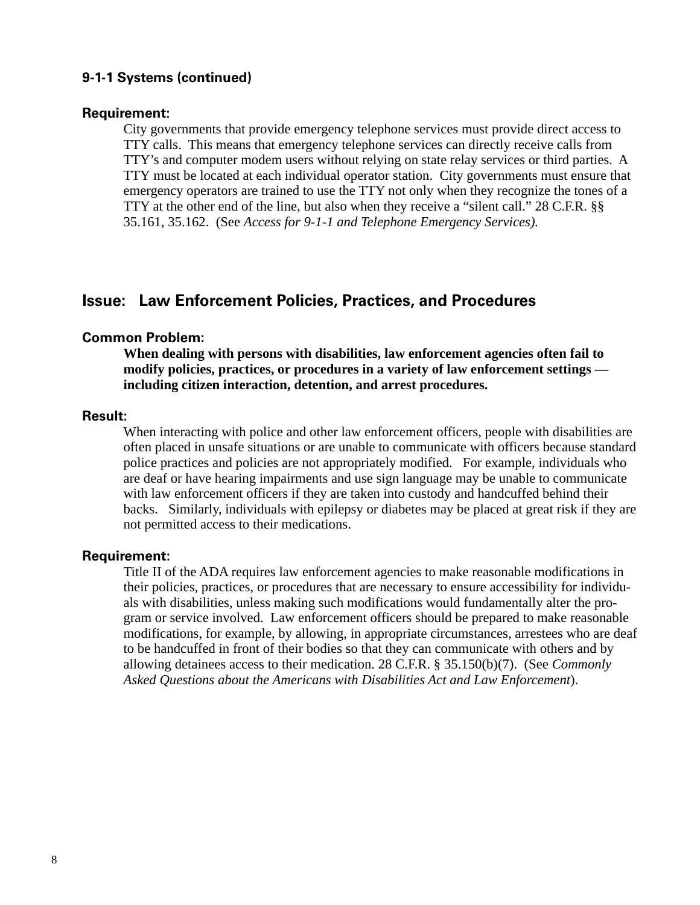### 9-1-1 Systems (continued)

#### Requirement:

City governments that provide emergency telephone services must provide direct access to TTY calls. This means that emergency telephone services can directly receive calls from TTY's and computer modem users without relying on state relay services or third parties. A TTY must be located at each individual operator station. City governments must ensure that emergency operators are trained to use the TTY not only when they recognize the tones of a TTY at the other end of the line, but also when they receive a "silent call." 28 C.F.R. §§ 35.161, 35.162. (See *Access for 9-1-1 and Telephone Emergency Services).*

## Issue: Law Enforcement Policies, Practices, and Procedures

#### Common Problem:

**When dealing with persons with disabilities, law enforcement agencies often fail to modify policies, practices, or procedures in a variety of law enforcement settings — including citizen interaction, detention, and arrest procedures.**

#### Result:

When interacting with police and other law enforcement officers, people with disabilities are often placed in unsafe situations or are unable to communicate with officers because standard police practices and policies are not appropriately modified. For example, individuals who are deaf or have hearing impairments and use sign language may be unable to communicate with law enforcement officers if they are taken into custody and handcuffed behind their backs. Similarly, individuals with epilepsy or diabetes may be placed at great risk if they are not permitted access to their medications.

#### Requirement:

Title II of the ADA requires law enforcement agencies to make reasonable modifications in their policies, practices, or procedures that are necessary to ensure accessibility for individuals with disabilities, unless making such modifications would fundamentally alter the program or service involved. Law enforcement officers should be prepared to make reasonable modifications, for example, by allowing, in appropriate circumstances, arrestees who are deaf to be handcuffed in front of their bodies so that they can communicate with others and by allowing detainees access to their medication. 28 C.F.R. § 35.150(b)(7). (See *Commonly Asked Questions about the Americans with Disabilities Act and Law Enforcement*).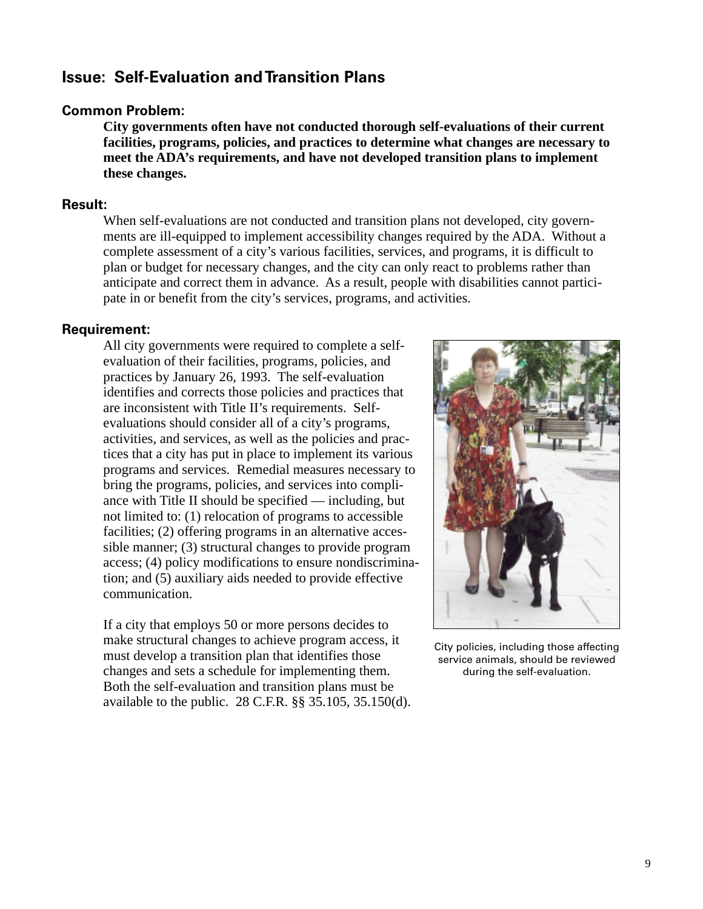## Issue: Self-Evaluation and Transition Plans

### Common Problem:

**City governments often have not conducted thorough self-evaluations of their current facilities, programs, policies, and practices to determine what changes are necessary to meet the ADA's requirements, and have not developed transition plans to implement these changes.**

### Result:

When self-evaluations are not conducted and transition plans not developed, city governments are ill-equipped to implement accessibility changes required by the ADA. Without a complete assessment of a city's various facilities, services, and programs, it is difficult to plan or budget for necessary changes, and the city can only react to problems rather than anticipate and correct them in advance. As a result, people with disabilities cannot participate in or benefit from the city's services, programs, and activities.

### Requirement:

All city governments were required to complete a self-evaluation of their facilities, programs, policies, and practices by January 26, 1993. The self-evaluation identifies and corrects those policies and practices that are inconsistent with Title II's requirements. Self-evaluations should consider all of a city's programs, activities, and services, as well as the policies and practices that a city has put in place to implement its various programs and services. Remedial measures necessary to bring the programs, policies, and services into compliance with Title II should be specified — including, but not limited to: (1) relocation of programs to accessible facilities; (2) offering programs in an alternative accessible manner; (3) structural changes to provide program access; (4) policy modifications to ensure nondiscrimination; and (5) auxiliary aids needed to provide effective communication.

If a city that employs 50 or more persons decides to make structural changes to achieve program access, it must develop a transition plan that identifies those changes and sets a schedule for implementing them. Both the self-evaluation and transition plans must be available to the public. 28 C.F.R. §§ 35.105, 35.150(d).

City policies, including those affecting service animals, should be reviewed during the self-evaluation.